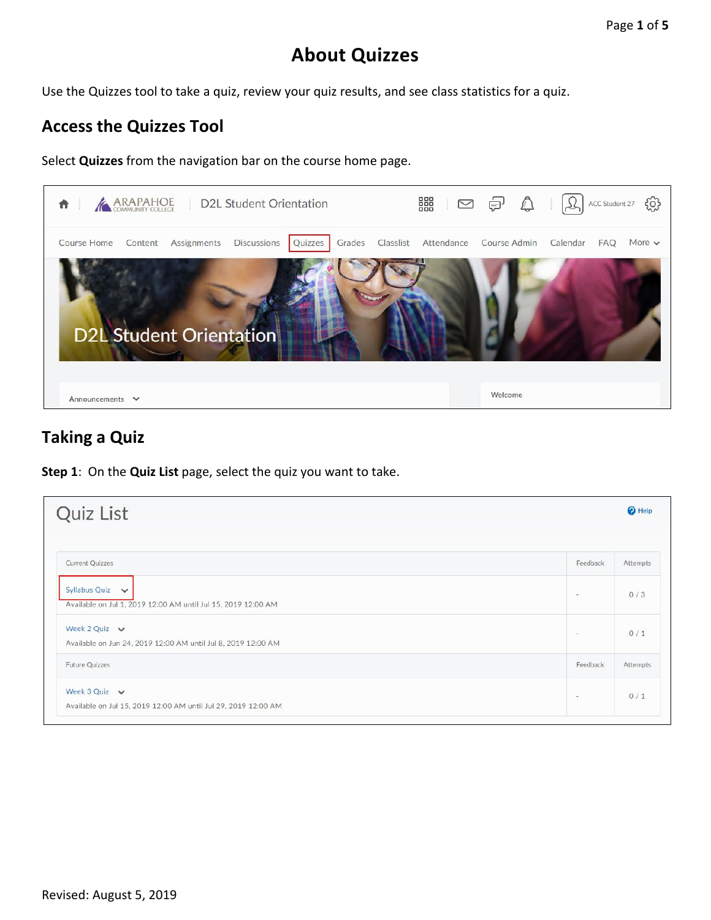# About Quizzes

Use the Quizzes tool to take a quiz, review your quiz results, and see class statistics for a quiz.

## Access the Quizzes Tool

Select **Quizzes** from the navigation bar on the course home page.

## Taking a Quiz

**Step 1**: On the **Quiz List** page, select the quiz you want to take.

Revised: August 5, 2019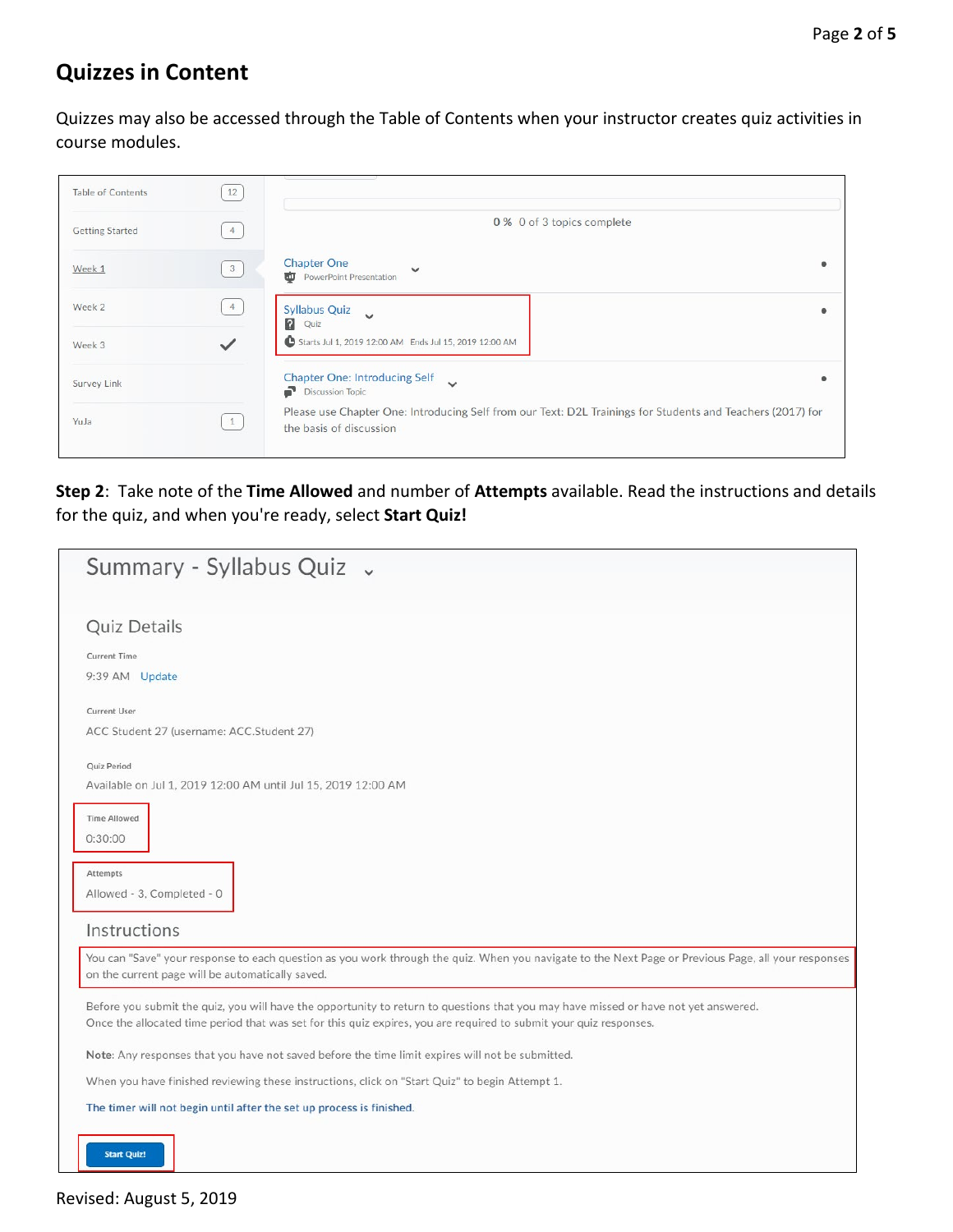## Quizzes in Content

Quizzes may also be accessed through the Table of Contents when your instructor creates quiz activities in course modules.

Table of Contents 12

Getting Started 4

Week 1 3

Week 2 4

Week 3

Survey Link

YuJa 1

0 % 0 of 3 topics complete

Chapter One
PowerPoint Presentation

Syllabus Quiz
Quiz
Starts Jul 1, 2019 12:00 AM Ends Jul 15, 2019 12:00 AM

Chapter One: Introducing Self
Discussion Topic
Please use Chapter One: Introducing Self from our Text: D2L Trainings for Students and Teachers (2017) for the basis of discussion

**Step 2**: Take note of the **Time Allowed** and number of **Attempts** available. Read the instructions and details for the quiz, and when you're ready, select **Start Quiz!**

Summary - Syllabus Quiz

Quiz Details

Current Time
9:39 AM Update

Current User
ACC Student 27 (username: ACC.Student 27)

Quiz Period
Available on Jul 1, 2019 12:00 AM until Jul 15, 2019 12:00 AM

Time Allowed
0:30:00

Attempts
Allowed - 3, Completed - 0

Instructions

You can "Save" your response to each question as you work through the quiz. When you navigate to the Next Page or Previous Page, all your responses on the current page will be automatically saved.

Before you submit the quiz, you will have the opportunity to return to questions that you may have missed or have not yet answered. Once the allocated time period that was set for this quiz expires, you are required to submit your quiz responses.

Note: Any responses that you have not saved before the time limit expires will not be submitted.

When you have finished reviewing these instructions, click on "Start Quiz" to begin Attempt 1.

The timer will not begin until after the set up process is finished.

Start Quiz!

Revised: August 5, 2019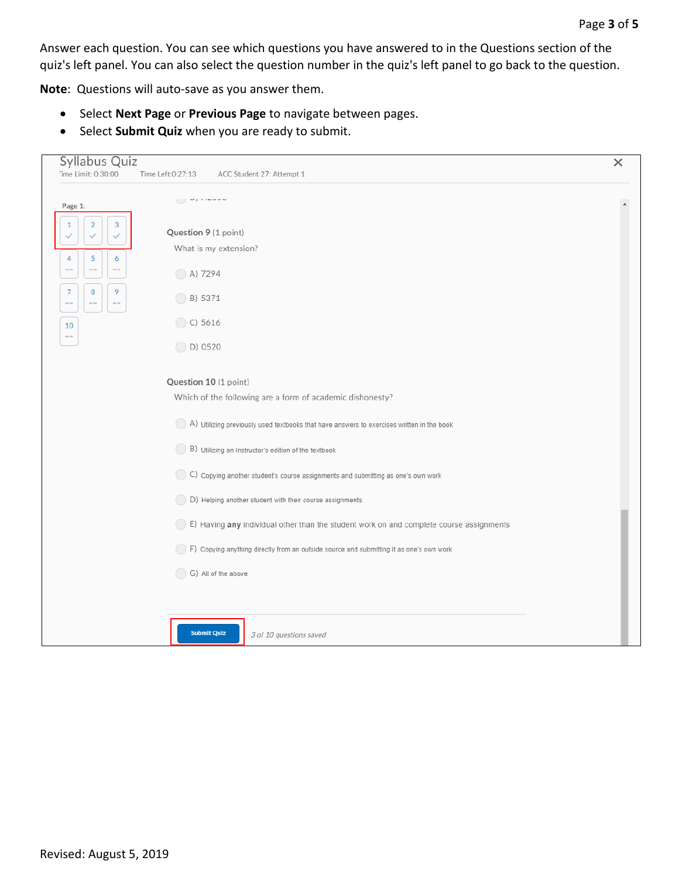Answer each question. You can see which questions you have answered to in the Questions section of the quiz's left panel. You can also select the question number in the quiz's left panel to go back to the question.

**Note**: Questions will auto-save as you answer them.

- Select **Next Page** or **Previous Page** to navigate between pages.
- Select **Submit Quiz** when you are ready to submit.

Syllabus Quiz

Time Limit: 0:30:00 Time Left:0:27:13 ACC Student 27: Attempt 1

Page 1:

1 2 3
4 5 6
7 8 9
10

Question 9 (1 point)

What is my extension?

- A) 7294
- B) 5371
- C) 5616
- D) 0520

Question 10 (1 point)

Which of the following are a form of academic dishonesty?

- A) Utilizing previously used textbooks that have answers to exercises written in the book
- B) Utilizing an Instructor's edition of the textbook
- C) Copying another student's course assignments and submitting as one's own work
- D) Helping another student with their course assignments
- E) Having **any** individual other than the student work on and complete course assignments
- F) Copying anything directly from an outside source and submitting it as one's own work
- G) All of the above

Submit Quiz *3 of 10 questions saved*

Revised: August 5, 2019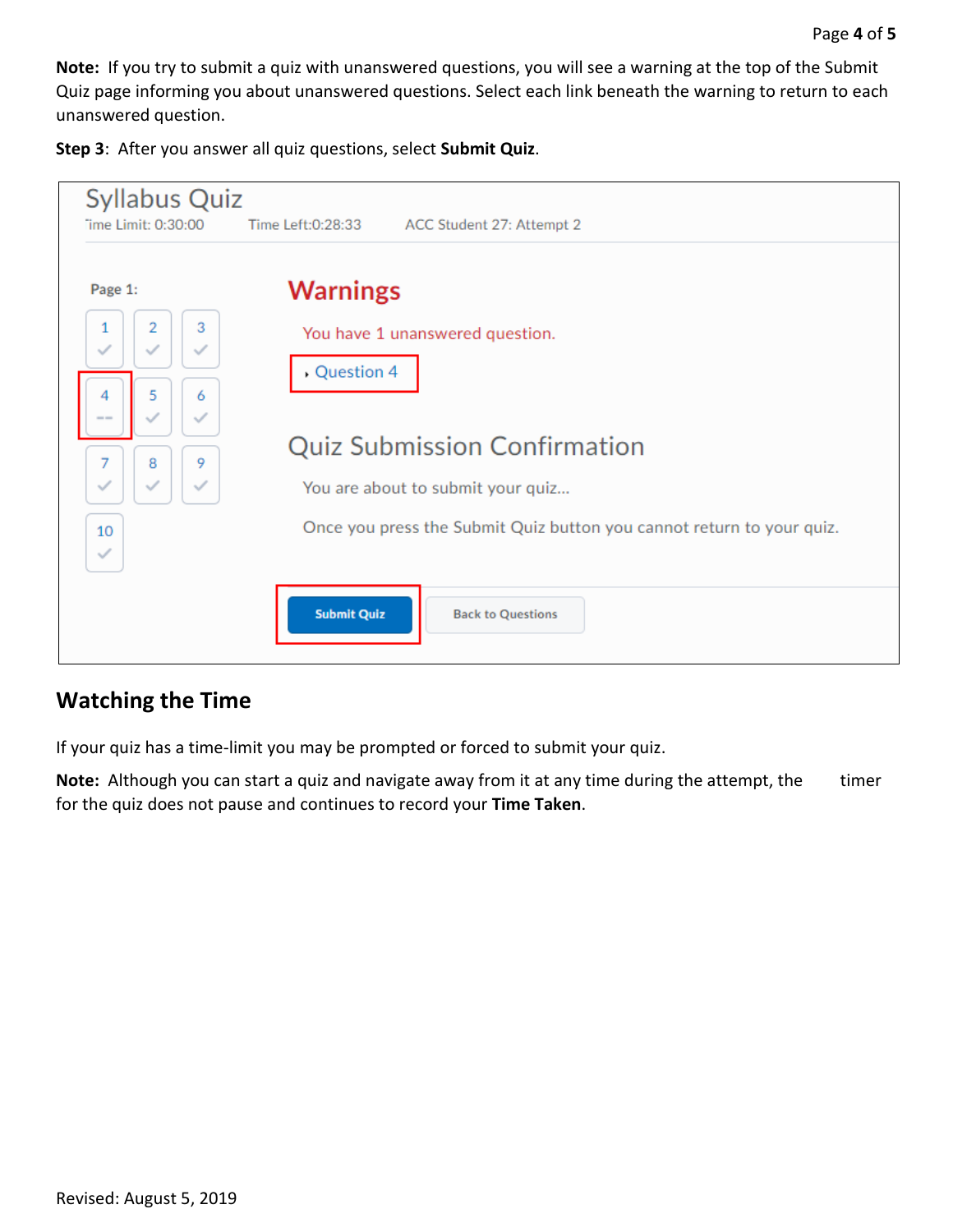**Note:** If you try to submit a quiz with unanswered questions, you will see a warning at the top of the Submit Quiz page informing you about unanswered questions. Select each link beneath the warning to return to each unanswered question.

**Step 3**: After you answer all quiz questions, select **Submit Quiz**.

## Watching the Time

If your quiz has a time-limit you may be prompted or forced to submit your quiz.

**Note:** Although you can start a quiz and navigate away from it at any time during the attempt, the timer for the quiz does not pause and continues to record your **Time Taken**.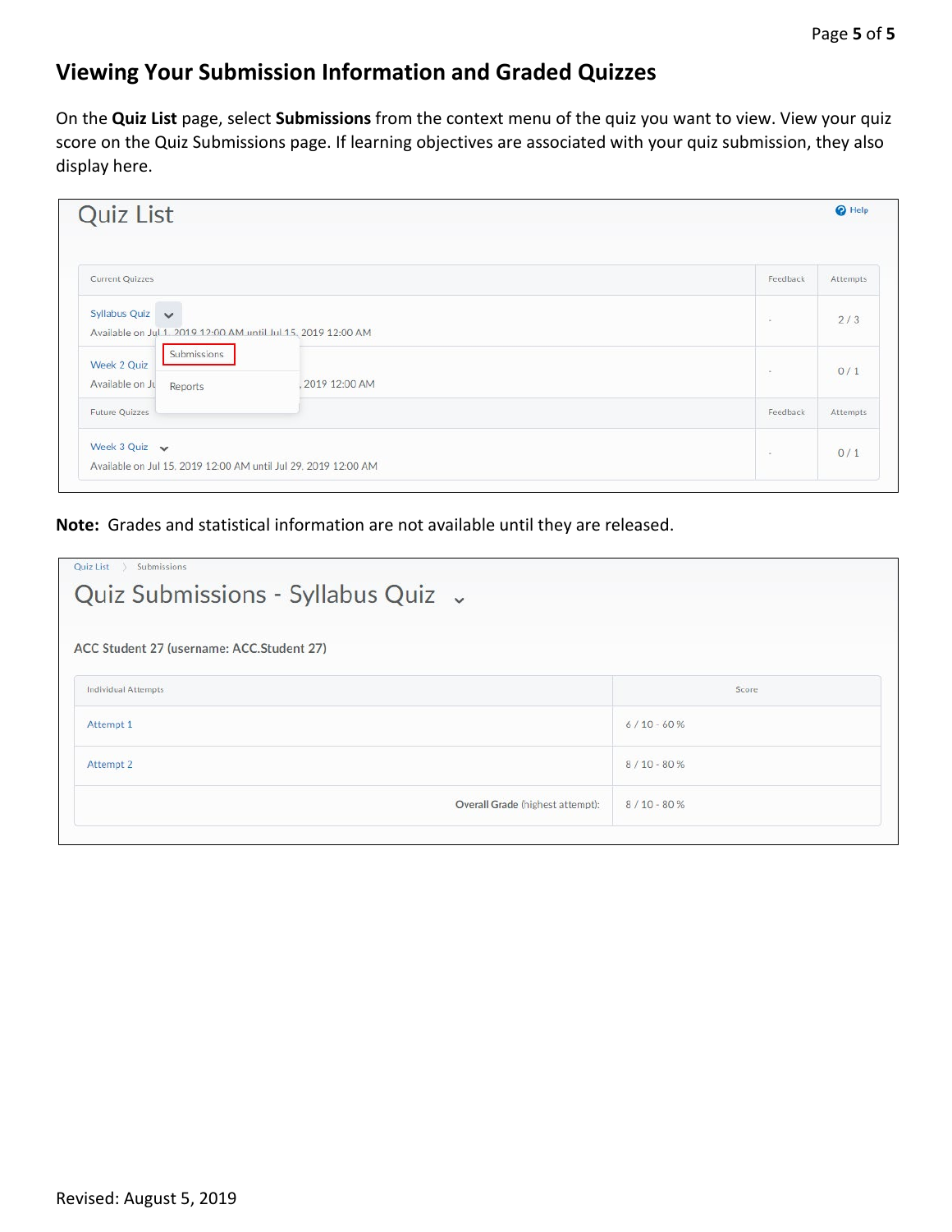## Viewing Your Submission Information and Graded Quizzes

On the **Quiz List** page, select **Submissions** from the context menu of the quiz you want to view. View your quiz score on the Quiz Submissions page. If learning objectives are associated with your quiz submission, they also display here.

**Note:** Grades and statistical information are not available until they are released.

Revised: August 5, 2019